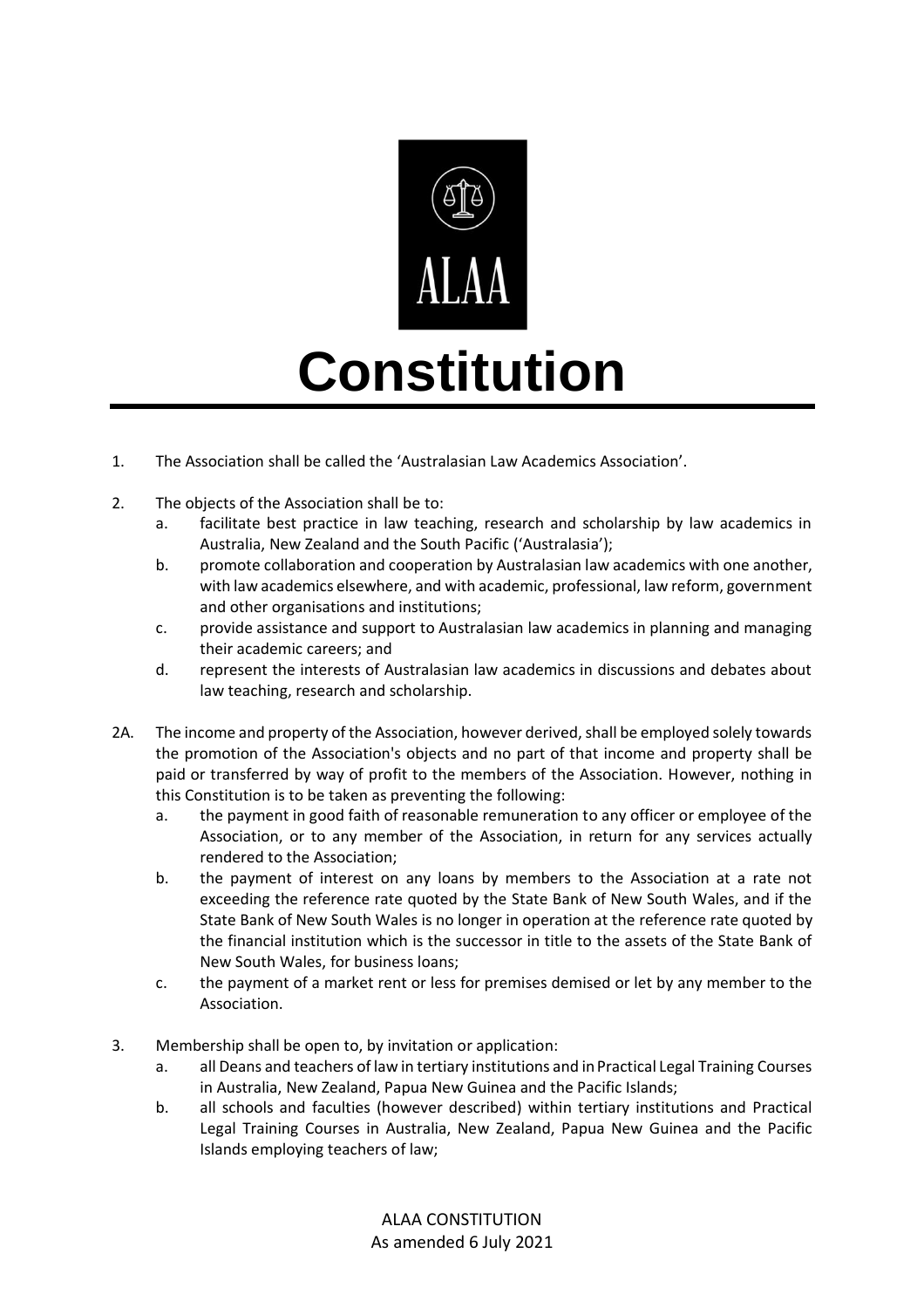ALAA

# Constitution

1. The Association shall be called the 'Australasian Law Academics Association'.

2. The objects of the Association shall be to:
   a. facilitate best practice in law teaching, research and scholarship by law academics in Australia, New Zealand and the South Pacific ('Australasia');
   b. promote collaboration and cooperation by Australasian law academics with one another, with law academics elsewhere, and with academic, professional, law reform, government and other organisations and institutions;
   c. provide assistance and support to Australasian law academics in planning and managing their academic careers; and
   d. represent the interests of Australasian law academics in discussions and debates about law teaching, research and scholarship.

2A. The income and property of the Association, however derived, shall be employed solely towards the promotion of the Association's objects and no part of that income and property shall be paid or transferred by way of profit to the members of the Association. However, nothing in this Constitution is to be taken as preventing the following:
   a. the payment in good faith of reasonable remuneration to any officer or employee of the Association, or to any member of the Association, in return for any services actually rendered to the Association;
   b. the payment of interest on any loans by members to the Association at a rate not exceeding the reference rate quoted by the State Bank of New South Wales, and if the State Bank of New South Wales is no longer in operation at the reference rate quoted by the financial institution which is the successor in title to the assets of the State Bank of New South Wales, for business loans;
   c. the payment of a market rent or less for premises demised or let by any member to the Association.

3. Membership shall be open to, by invitation or application:
   a. all Deans and teachers of law in tertiary institutions and in Practical Legal Training Courses in Australia, New Zealand, Papua New Guinea and the Pacific Islands;
   b. all schools and faculties (however described) within tertiary institutions and Practical Legal Training Courses in Australia, New Zealand, Papua New Guinea and the Pacific Islands employing teachers of law;

ALAA CONSTITUTION
As amended 6 July 2021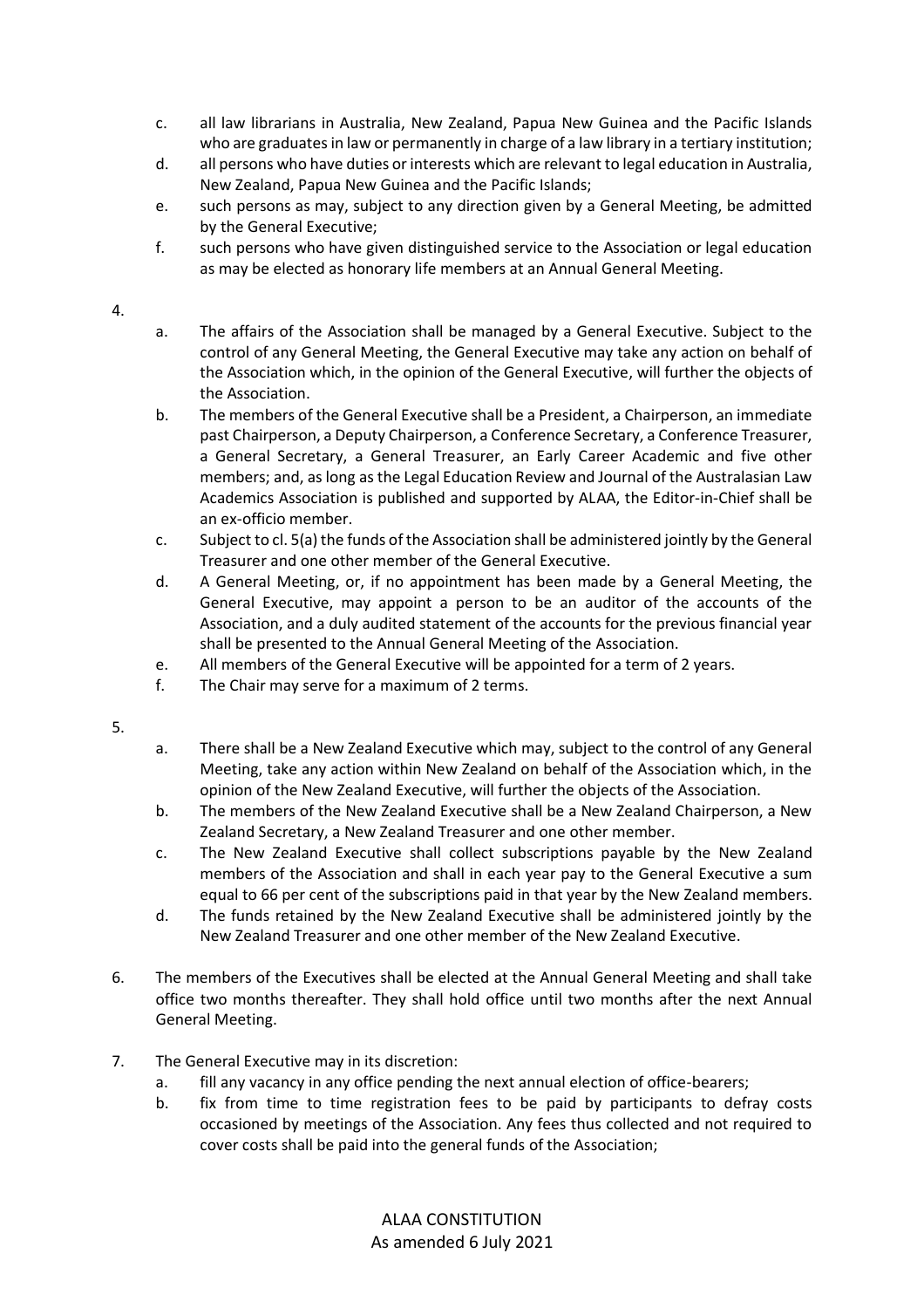c. all law librarians in Australia, New Zealand, Papua New Guinea and the Pacific Islands who are graduates in law or permanently in charge of a law library in a tertiary institution;
d. all persons who have duties or interests which are relevant to legal education in Australia, New Zealand, Papua New Guinea and the Pacific Islands;
e. such persons as may, subject to any direction given by a General Meeting, be admitted by the General Executive;
f. such persons who have given distinguished service to the Association or legal education as may be elected as honorary life members at an Annual General Meeting.

4.

a. The affairs of the Association shall be managed by a General Executive. Subject to the control of any General Meeting, the General Executive may take any action on behalf of the Association which, in the opinion of the General Executive, will further the objects of the Association.
b. The members of the General Executive shall be a President, a Chairperson, an immediate past Chairperson, a Deputy Chairperson, a Conference Secretary, a Conference Treasurer, a General Secretary, a General Treasurer, an Early Career Academic and five other members; and, as long as the Legal Education Review and Journal of the Australasian Law Academics Association is published and supported by ALAA, the Editor-in-Chief shall be an ex-officio member.
c. Subject to cl. 5(a) the funds of the Association shall be administered jointly by the General Treasurer and one other member of the General Executive.
d. A General Meeting, or, if no appointment has been made by a General Meeting, the General Executive, may appoint a person to be an auditor of the accounts of the Association, and a duly audited statement of the accounts for the previous financial year shall be presented to the Annual General Meeting of the Association.
e. All members of the General Executive will be appointed for a term of 2 years.
f. The Chair may serve for a maximum of 2 terms.

5.

a. There shall be a New Zealand Executive which may, subject to the control of any General Meeting, take any action within New Zealand on behalf of the Association which, in the opinion of the New Zealand Executive, will further the objects of the Association.
b. The members of the New Zealand Executive shall be a New Zealand Chairperson, a New Zealand Secretary, a New Zealand Treasurer and one other member.
c. The New Zealand Executive shall collect subscriptions payable by the New Zealand members of the Association and shall in each year pay to the General Executive a sum equal to 66 per cent of the subscriptions paid in that year by the New Zealand members.
d. The funds retained by the New Zealand Executive shall be administered jointly by the New Zealand Treasurer and one other member of the New Zealand Executive.

6. The members of the Executives shall be elected at the Annual General Meeting and shall take office two months thereafter. They shall hold office until two months after the next Annual General Meeting.

7. The General Executive may in its discretion:
   a. fill any vacancy in any office pending the next annual election of office-bearers;
   b. fix from time to time registration fees to be paid by participants to defray costs occasioned by meetings of the Association. Any fees thus collected and not required to cover costs shall be paid into the general funds of the Association;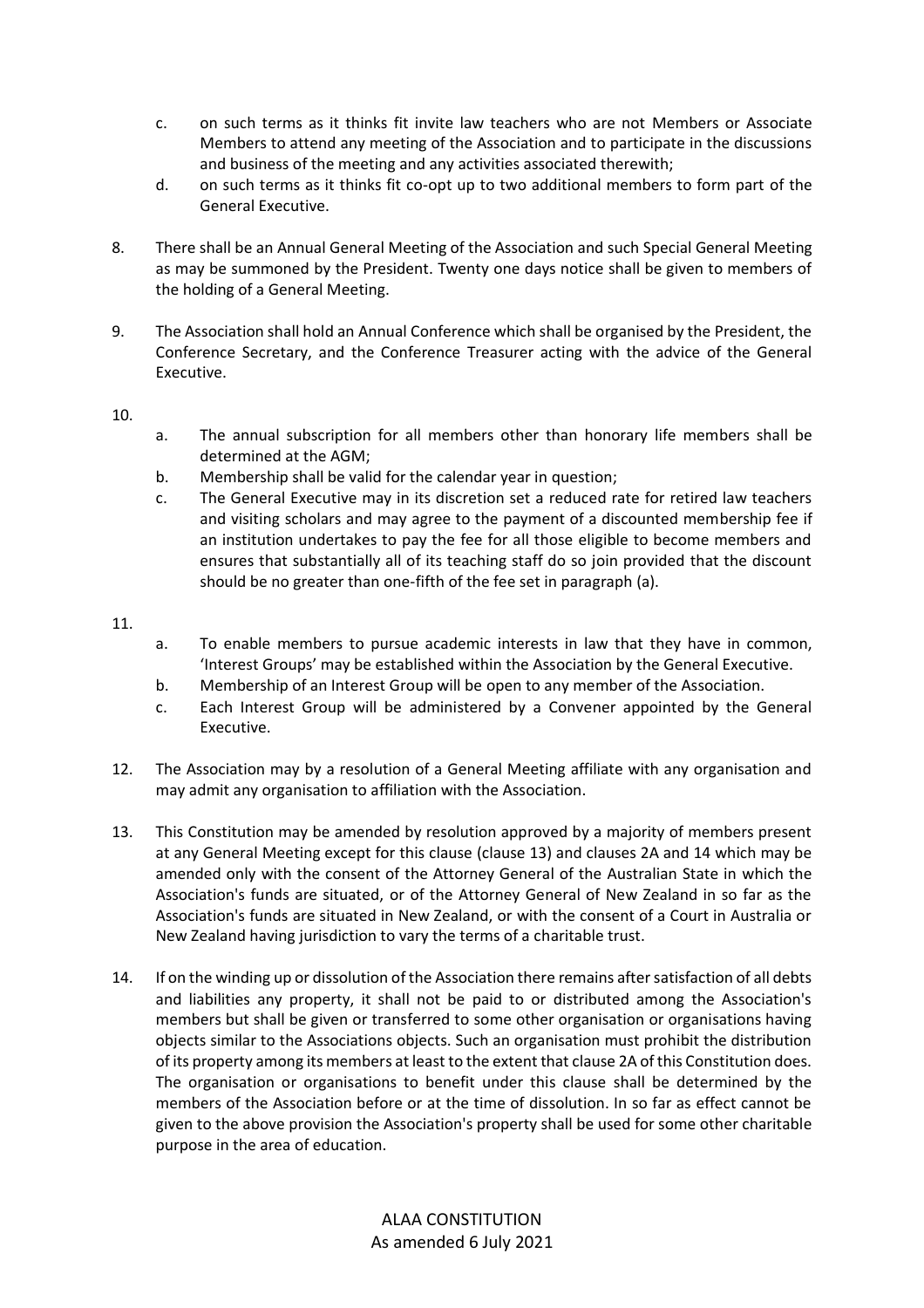c. on such terms as it thinks fit invite law teachers who are not Members or Associate Members to attend any meeting of the Association and to participate in the discussions and business of the meeting and any activities associated therewith;

d. on such terms as it thinks fit co-opt up to two additional members to form part of the General Executive.

8. There shall be an Annual General Meeting of the Association and such Special General Meeting as may be summoned by the President. Twenty one days notice shall be given to members of the holding of a General Meeting.

9. The Association shall hold an Annual Conference which shall be organised by the President, the Conference Secretary, and the Conference Treasurer acting with the advice of the General Executive.

10.

a. The annual subscription for all members other than honorary life members shall be determined at the AGM;

b. Membership shall be valid for the calendar year in question;

c. The General Executive may in its discretion set a reduced rate for retired law teachers and visiting scholars and may agree to the payment of a discounted membership fee if an institution undertakes to pay the fee for all those eligible to become members and ensures that substantially all of its teaching staff do so join provided that the discount should be no greater than one-fifth of the fee set in paragraph (a).

11.

a. To enable members to pursue academic interests in law that they have in common, 'Interest Groups' may be established within the Association by the General Executive.

b. Membership of an Interest Group will be open to any member of the Association.

c. Each Interest Group will be administered by a Convener appointed by the General Executive.

12. The Association may by a resolution of a General Meeting affiliate with any organisation and may admit any organisation to affiliation with the Association.

13. This Constitution may be amended by resolution approved by a majority of members present at any General Meeting except for this clause (clause 13) and clauses 2A and 14 which may be amended only with the consent of the Attorney General of the Australian State in which the Association's funds are situated, or of the Attorney General of New Zealand in so far as the Association's funds are situated in New Zealand, or with the consent of a Court in Australia or New Zealand having jurisdiction to vary the terms of a charitable trust.

14. If on the winding up or dissolution of the Association there remains after satisfaction of all debts and liabilities any property, it shall not be paid to or distributed among the Association's members but shall be given or transferred to some other organisation or organisations having objects similar to the Associations objects. Such an organisation must prohibit the distribution of its property among its members at least to the extent that clause 2A of this Constitution does. The organisation or organisations to benefit under this clause shall be determined by the members of the Association before or at the time of dissolution. In so far as effect cannot be given to the above provision the Association's property shall be used for some other charitable purpose in the area of education.

ALAA CONSTITUTION
As amended 6 July 2021